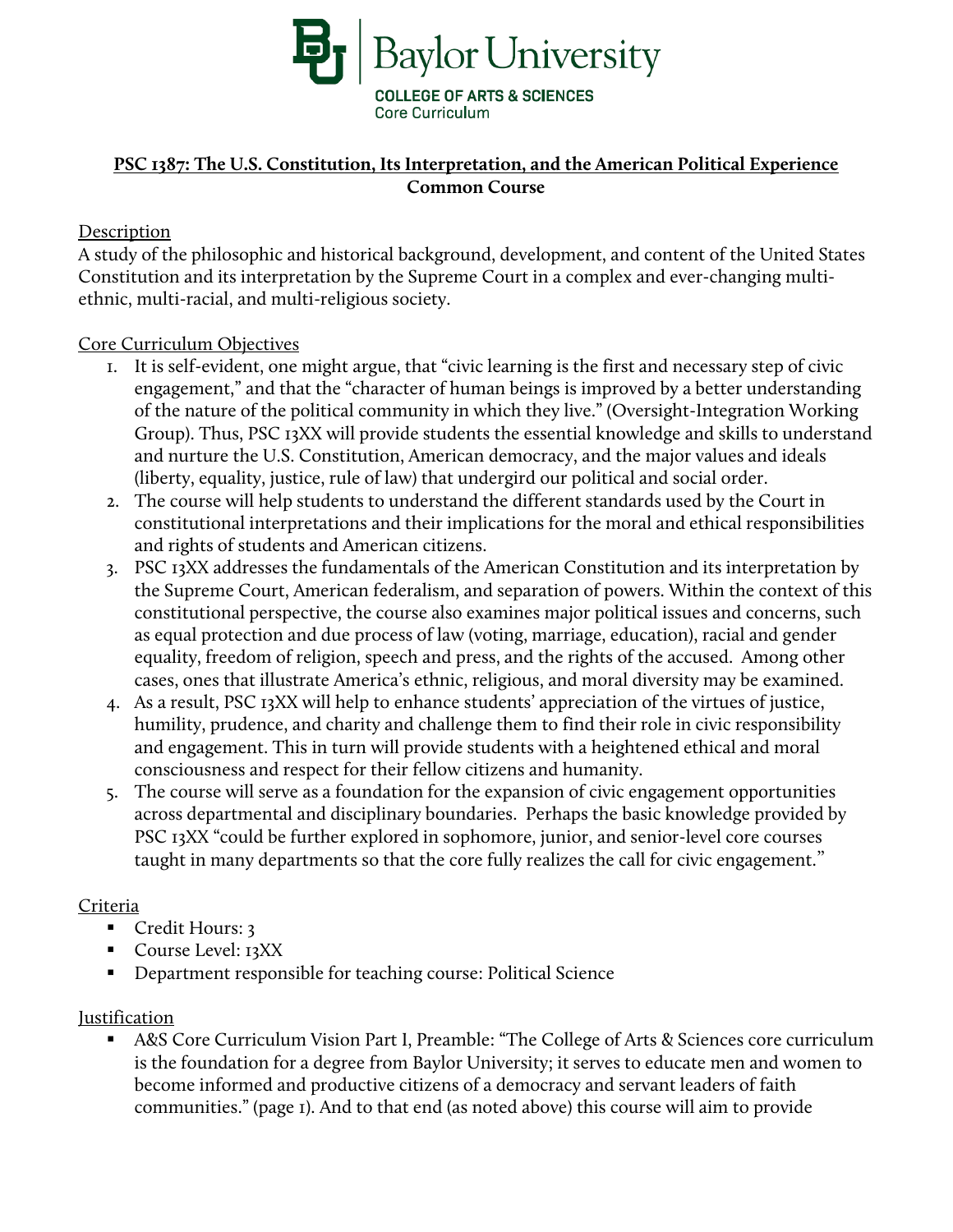Baylor University

COLLEGE OF ARTS & SCIENCES
Core Curriculum

# PSC 1387: The U.S. Constitution, Its Interpretation, and the American Political Experience
**Common Course**

## Description

A study of the philosophic and historical background, development, and content of the United States Constitution and its interpretation by the Supreme Court in a complex and ever-changing multi-ethnic, multi-racial, and multi-religious society.

## Core Curriculum Objectives

1. It is self-evident, one might argue, that "civic learning is the first and necessary step of civic engagement," and that the "character of human beings is improved by a better understanding of the nature of the political community in which they live." (Oversight-Integration Working Group). Thus, PSC 13XX will provide students the essential knowledge and skills to understand and nurture the U.S. Constitution, American democracy, and the major values and ideals (liberty, equality, justice, rule of law) that undergird our political and social order.
2. The course will help students to understand the different standards used by the Court in constitutional interpretations and their implications for the moral and ethical responsibilities and rights of students and American citizens.
3. PSC 13XX addresses the fundamentals of the American Constitution and its interpretation by the Supreme Court, American federalism, and separation of powers. Within the context of this constitutional perspective, the course also examines major political issues and concerns, such as equal protection and due process of law (voting, marriage, education), racial and gender equality, freedom of religion, speech and press, and the rights of the accused. Among other cases, ones that illustrate America's ethnic, religious, and moral diversity may be examined.
4. As a result, PSC 13XX will help to enhance students' appreciation of the virtues of justice, humility, prudence, and charity and challenge them to find their role in civic responsibility and engagement. This in turn will provide students with a heightened ethical and moral consciousness and respect for their fellow citizens and humanity.
5. The course will serve as a foundation for the expansion of civic engagement opportunities across departmental and disciplinary boundaries. Perhaps the basic knowledge provided by PSC 13XX "could be further explored in sophomore, junior, and senior-level core courses taught in many departments so that the core fully realizes the call for civic engagement."

## Criteria

- Credit Hours: 3
- Course Level: 13XX
- Department responsible for teaching course: Political Science

## Justification

- A&S Core Curriculum Vision Part I, Preamble: "The College of Arts & Sciences core curriculum is the foundation for a degree from Baylor University; it serves to educate men and women to become informed and productive citizens of a democracy and servant leaders of faith communities." (page 1). And to that end (as noted above) this course will aim to provide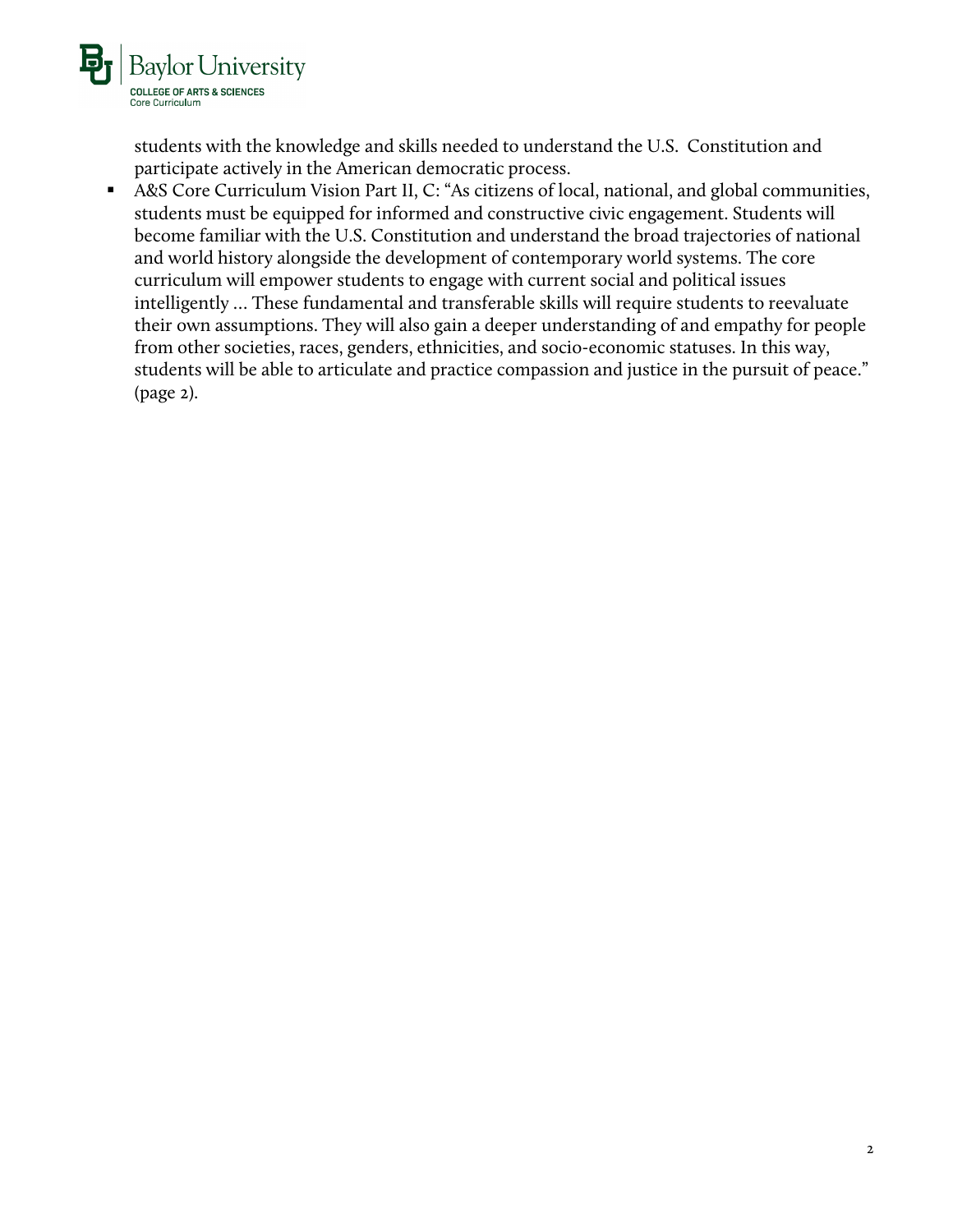students with the knowledge and skills needed to understand the U.S. Constitution and participate actively in the American democratic process.

- A&S Core Curriculum Vision Part II, C: "As citizens of local, national, and global communities, students must be equipped for informed and constructive civic engagement. Students will become familiar with the U.S. Constitution and understand the broad trajectories of national and world history alongside the development of contemporary world systems. The core curriculum will empower students to engage with current social and political issues intelligently … These fundamental and transferable skills will require students to reevaluate their own assumptions. They will also gain a deeper understanding of and empathy for people from other societies, races, genders, ethnicities, and socio-economic statuses. In this way, students will be able to articulate and practice compassion and justice in the pursuit of peace." (page 2).